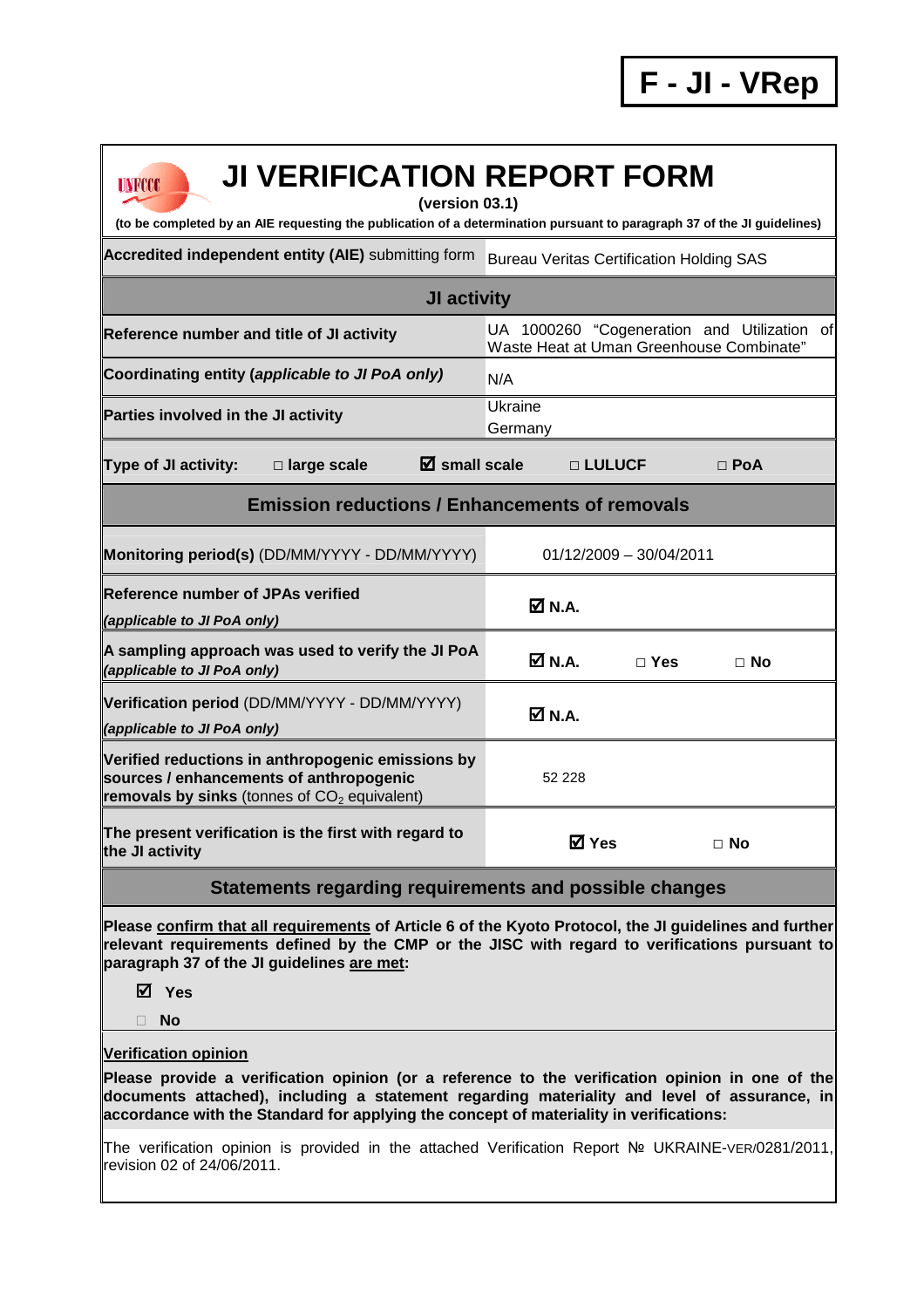**F - JI - VRep**

# JI VERIFICATION REPORT FORM

**(version 03.1)**

**(to be completed by an AIE requesting the publication of a determination pursuant to paragraph 37 of the JI guidelines)**

| **Accredited independent entity (AIE)** submitting form | Bureau Veritas Certification Holding SAS |
|---|---|
| **JI activity** | |
| **Reference number and title of JI activity** | UA 1000260 "Cogeneration and Utilization of Waste Heat at Uman Greenhouse Combinate" |
| **Coordinating entity** ***(applicable to JI PoA only)*** | N/A |
| **Parties involved in the JI activity** | Ukraine<br>Germany |
| **Type of JI activity:** □ **large scale** ☑ **small scale** □ **LULUCF** □ **PoA** | |
| **Emission reductions / Enhancements of removals** | |
| **Monitoring period(s)** (DD/MM/YYYY - DD/MM/YYYY) | 01/12/2009 – 30/04/2011 |
| **Reference number of JPAs verified** ***(applicable to JI PoA only)*** | ☑ **N.A.** |
| **A sampling approach was used to verify the JI PoA** ***(applicable to JI PoA only)*** | ☑ **N.A.** □ **Yes** □ **No** |
| **Verification period** (DD/MM/YYYY - DD/MM/YYYY) ***(applicable to JI PoA only)*** | ☑ **N.A.** |
| **Verified reductions in anthropogenic emissions by sources / enhancements of anthropogenic removals by sinks** (tonnes of $CO_2$ equivalent) | 52 228 |
| **The present verification is the first with regard to the JI activity** | ☑ **Yes** □ **No** |

## Statements regarding requirements and possible changes

**Please confirm that all requirements of Article 6 of the Kyoto Protocol, the JI guidelines and further relevant requirements defined by the CMP or the JISC with regard to verifications pursuant to paragraph 37 of the JI guidelines are met:**

☑ **Yes**

□ **No**

**Verification opinion**

**Please provide a verification opinion (or a reference to the verification opinion in one of the documents attached), including a statement regarding materiality and level of assurance, in accordance with the Standard for applying the concept of materiality in verifications:**

The verification opinion is provided in the attached Verification Report № UKRAINE-VER/0281/2011, revision 02 of 24/06/2011.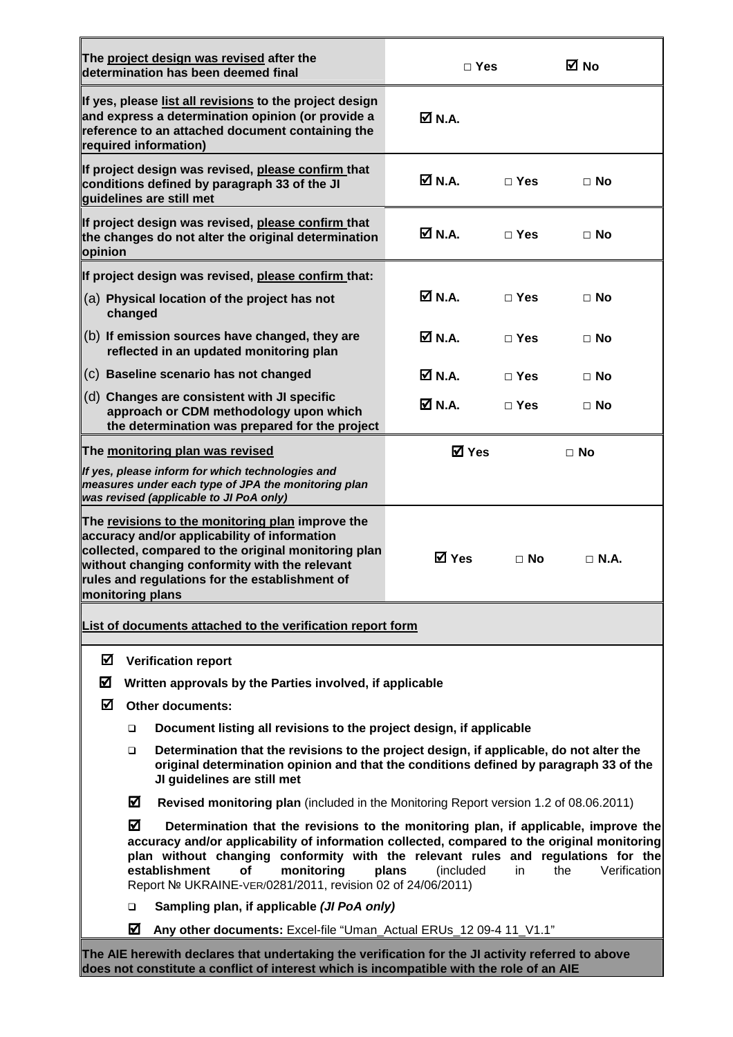| | | | |
|---|---|---|---|
| The <u>project design was revised</u> after the determination has been deemed final | □ Yes | | ☑ No |
| If yes, please <u>list all revisions</u> to the project design and express a determination opinion (or provide a reference to an attached document containing the required information) | ☑ N.A. | | |
| If project design was revised, <u>please confirm</u> that conditions defined by paragraph 33 of the JI guidelines are still met | ☑ N.A. | □ Yes | □ No |
| If project design was revised, <u>please confirm</u> that the changes do not alter the original determination opinion | ☑ N.A. | □ Yes | □ No |
| If project design was revised, <u>please confirm</u> that: | | | |
| (a) Physical location of the project has not changed | ☑ N.A. | □ Yes | □ No |
| (b) If emission sources have changed, they are reflected in an updated monitoring plan | ☑ N.A. | □ Yes | □ No |
| (c) Baseline scenario has not changed | ☑ N.A. | □ Yes | □ No |
| (d) Changes are consistent with JI specific approach or CDM methodology upon which the determination was prepared for the project | ☑ N.A. | □ Yes | □ No |
| The <u>monitoring plan was revised</u><br>*If yes, please inform for which technologies and measures under each type of JPA the monitoring plan was revised (applicable to JI PoA only)* | ☑ Yes | | □ No |
| The <u>revisions to the monitoring plan</u> improve the accuracy and/or applicability of information collected, compared to the original monitoring plan without changing conformity with the relevant rules and regulations for the establishment of monitoring plans | ☑ Yes | □ No | □ N.A. |

**<u>List of documents attached to the verification report form</u>**

- ☑ **Verification report**
- ☑ **Written approvals by the Parties involved, if applicable**
- ☑ **Other documents:**
  - ❑ **Document listing all revisions to the project design, if applicable**
  - ❑ **Determination that the revisions to the project design, if applicable, do not alter the original determination opinion and that the conditions defined by paragraph 33 of the JI guidelines are still met**
  - ☑ **Revised monitoring plan** (included in the Monitoring Report version 1.2 of 08.06.2011)
  - ☑ **Determination that the revisions to the monitoring plan, if applicable, improve the accuracy and/or applicability of information collected, compared to the original monitoring plan without changing conformity with the relevant rules and regulations for the establishment of monitoring plans** (included in the Verification Report № UKRAINE-VER/0281/2011, revision 02 of 24/06/2011)
  - ❑ **Sampling plan, if applicable** ***(JI PoA only)***
  - ☑ **Any other documents:** Excel-file "Uman_Actual ERUs_12 09-4 11_V1.1"

**The AIE herewith declares that undertaking the verification for the JI activity referred to above does not constitute a conflict of interest which is incompatible with the role of an AIE**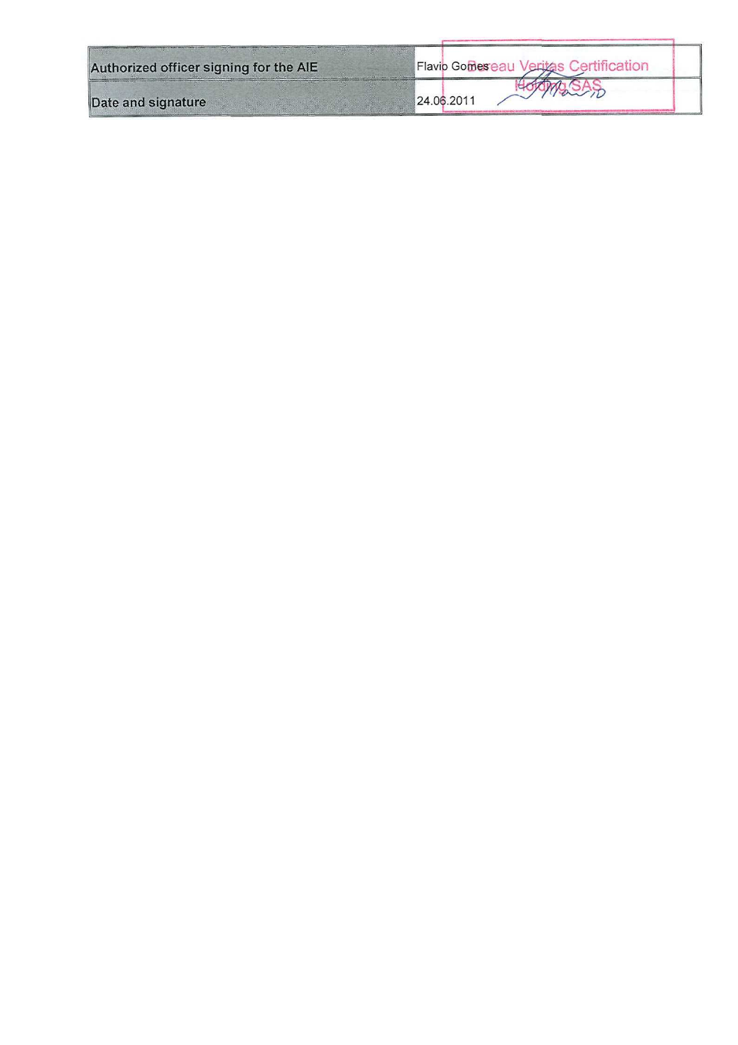| | |
|---|---|
| Authorized officer signing for the AIE | Flavio Gomes Bureau Veritas Certification Holding SAS |
| Date and signature | 24.06.2011 |